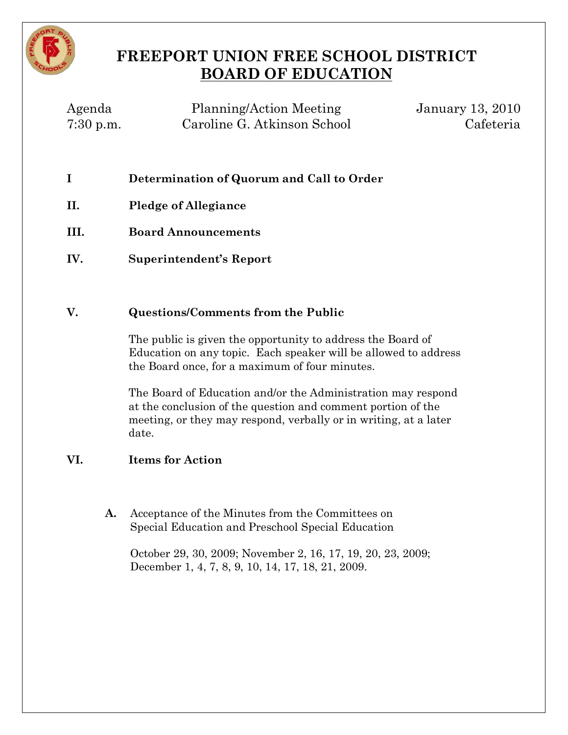# FREEPORT UNION FREE SCHOOL DISTRICT
## BOARD OF EDUCATION

| Agenda | Planning/Action Meeting | January 13, 2010 |
|---|---|---|
| 7:30 p.m. | Caroline G. Atkinson School | Cafeteria |

**I Determination of Quorum and Call to Order**

**II. Pledge of Allegiance**

**III. Board Announcements**

**IV. Superintendent's Report**

**V. Questions/Comments from the Public**

The public is given the opportunity to address the Board of Education on any topic. Each speaker will be allowed to address the Board once, for a maximum of four minutes.

The Board of Education and/or the Administration may respond at the conclusion of the question and comment portion of the meeting, or they may respond, verbally or in writing, at a later date.

**VI. Items for Action**

**A.** Acceptance of the Minutes from the Committees on Special Education and Preschool Special Education

October 29, 30, 2009; November 2, 16, 17, 19, 20, 23, 2009; December 1, 4, 7, 8, 9, 10, 14, 17, 18, 21, 2009.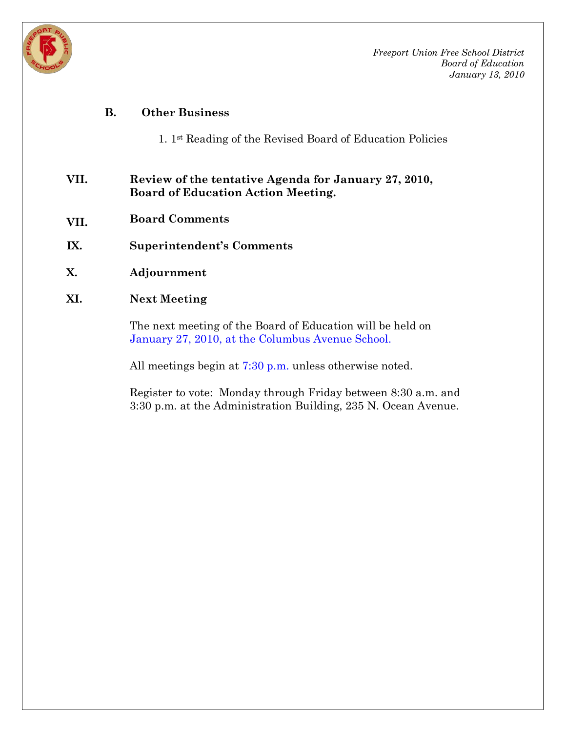*Freeport Union Free School District*
*Board of Education*
*January 13, 2010*

**B. Other Business**

1. 1st Reading of the Revised Board of Education Policies

**VII. Review of the tentative Agenda for January 27, 2010, Board of Education Action Meeting.**

**VII. Board Comments**

**IX. Superintendent's Comments**

**X. Adjournment**

**XI. Next Meeting**

The next meeting of the Board of Education will be held on January 27, 2010, at the Columbus Avenue School.

All meetings begin at 7:30 p.m. unless otherwise noted.

Register to vote: Monday through Friday between 8:30 a.m. and 3:30 p.m. at the Administration Building, 235 N. Ocean Avenue.